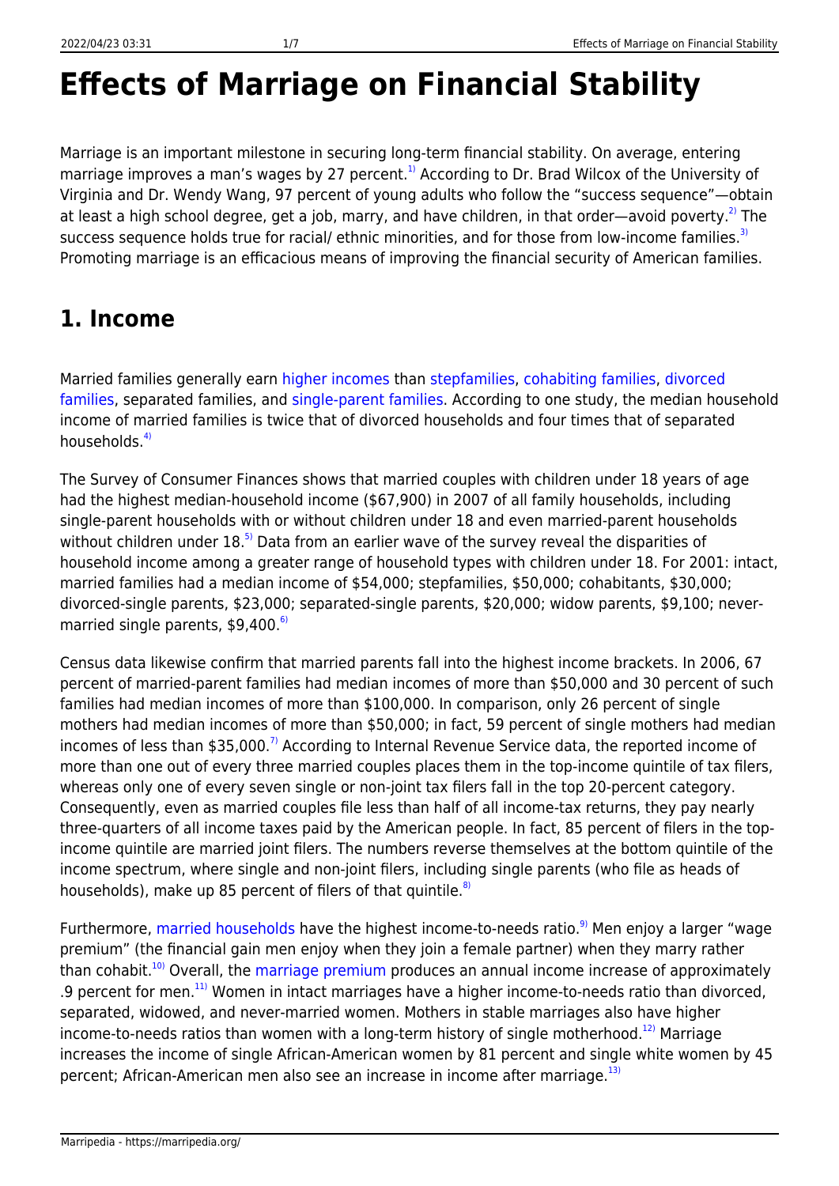# Effects of Marriage on Financial Stability

Marriage is an important milestone in securing long-term financial stability. On average, entering marriage improves a man's wages by 27 percent.[1] According to Dr. Brad Wilcox of the University of Virginia and Dr. Wendy Wang, 97 percent of young adults who follow the "success sequence"—obtain at least a high school degree, get a job, marry, and have children, in that order—avoid poverty.[2] The success sequence holds true for racial/ ethnic minorities, and for those from low-income families.[3] Promoting marriage is an efficacious means of improving the financial security of American families.

## 1. Income

Married families generally earn higher incomes than stepfamilies, cohabiting families, divorced families, separated families, and single-parent families. According to one study, the median household income of married families is twice that of divorced households and four times that of separated households.[4]

The Survey of Consumer Finances shows that married couples with children under 18 years of age had the highest median-household income ($67,900) in 2007 of all family households, including single-parent households with or without children under 18 and even married-parent households without children under 18.[5] Data from an earlier wave of the survey reveal the disparities of household income among a greater range of household types with children under 18. For 2001: intact, married families had a median income of $54,000; stepfamilies, $50,000; cohabitants, $30,000; divorced-single parents, $23,000; separated-single parents, $20,000; widow parents, $9,100; never-married single parents, $9,400.[6]

Census data likewise confirm that married parents fall into the highest income brackets. In 2006, 67 percent of married-parent families had median incomes of more than $50,000 and 30 percent of such families had median incomes of more than $100,000. In comparison, only 26 percent of single mothers had median incomes of more than $50,000; in fact, 59 percent of single mothers had median incomes of less than $35,000.[7] According to Internal Revenue Service data, the reported income of more than one out of every three married couples places them in the top-income quintile of tax filers, whereas only one of every seven single or non-joint tax filers fall in the top 20-percent category. Consequently, even as married couples file less than half of all income-tax returns, they pay nearly three-quarters of all income taxes paid by the American people. In fact, 85 percent of filers in the top-income quintile are married joint filers. The numbers reverse themselves at the bottom quintile of the income spectrum, where single and non-joint filers, including single parents (who file as heads of households), make up 85 percent of filers of that quintile.[8]

Furthermore, married households have the highest income-to-needs ratio.[9] Men enjoy a larger "wage premium" (the financial gain men enjoy when they join a female partner) when they marry rather than cohabit.[10] Overall, the marriage premium produces an annual income increase of approximately .9 percent for men.[11] Women in intact marriages have a higher income-to-needs ratio than divorced, separated, widowed, and never-married women. Mothers in stable marriages also have higher income-to-needs ratios than women with a long-term history of single motherhood.[12] Marriage increases the income of single African-American women by 81 percent and single white women by 45 percent; African-American men also see an increase in income after marriage.[13]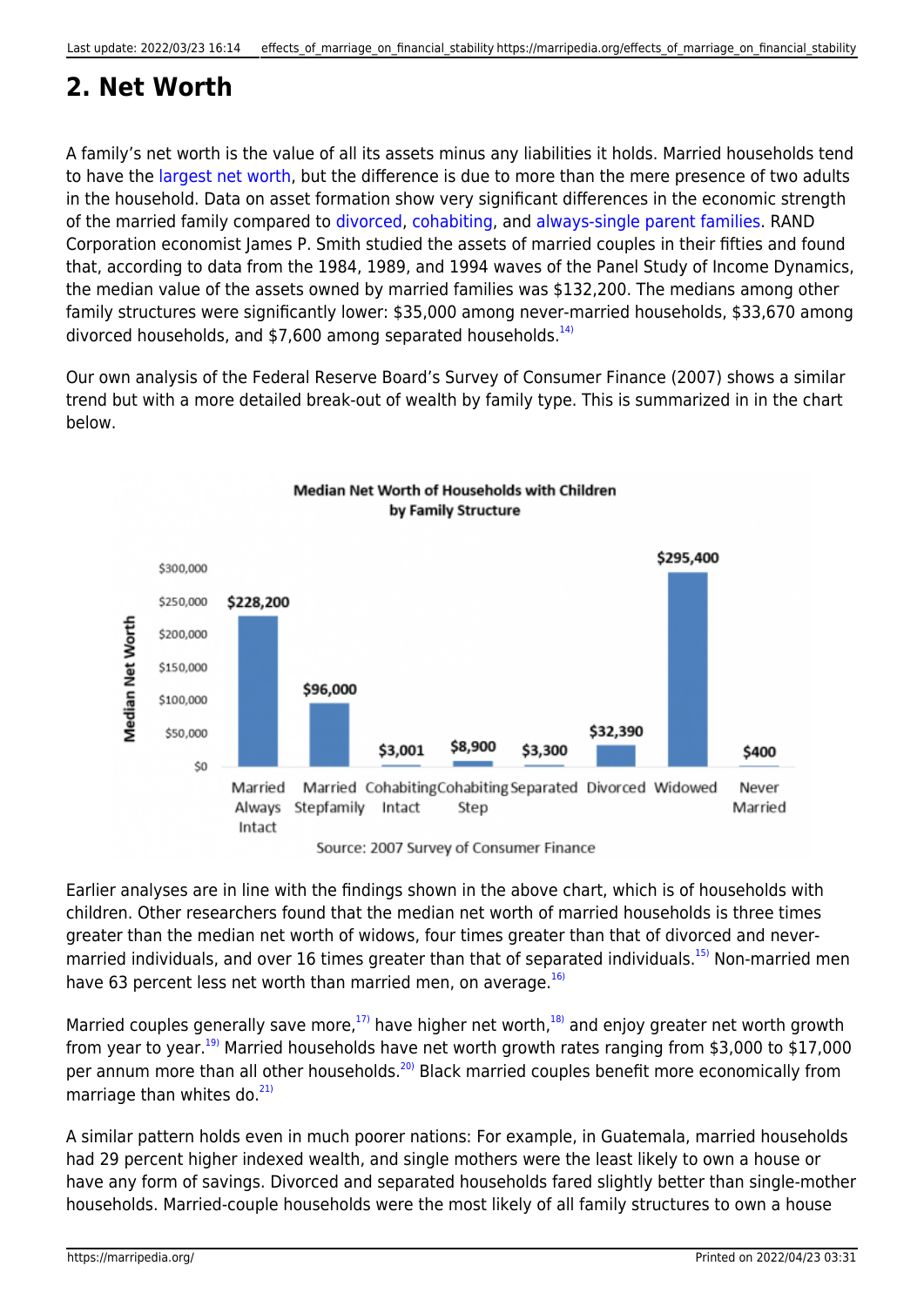## 2. Net Worth

A family's net worth is the value of all its assets minus any liabilities it holds. Married households tend to have the largest net worth, but the difference is due to more than the mere presence of two adults in the household. Data on asset formation show very significant differences in the economic strength of the married family compared to divorced, cohabiting, and always-single parent families. RAND Corporation economist James P. Smith studied the assets of married couples in their fifties and found that, according to data from the 1984, 1989, and 1994 waves of the Panel Study of Income Dynamics, the median value of the assets owned by married families was $132,200. The medians among other family structures were significantly lower: $35,000 among never-married households, $33,670 among divorced households, and $7,600 among separated households.[14]

Our own analysis of the Federal Reserve Board's Survey of Consumer Finance (2007) shows a similar trend but with a more detailed break-out of wealth by family type. This is summarized in in the chart below.

**Median Net Worth of Households with Children by Family Structure**

| Family Structure | Median Net Worth |
|---|---|
| Married Always Intact | $228,200 |
| Married Stepfamily | $96,000 |
| Cohabiting Intact | $3,001 |
| Cohabiting Step | $8,900 |
| Separated | $3,300 |
| Divorced | $32,390 |
| Widowed | $295,400 |
| Never Married | $400 |

Source: 2007 Survey of Consumer Finance

Earlier analyses are in line with the findings shown in the above chart, which is of households with children. Other researchers found that the median net worth of married households is three times greater than the median net worth of widows, four times greater than that of divorced and never-married individuals, and over 16 times greater than that of separated individuals.[15] Non-married men have 63 percent less net worth than married men, on average.[16]

Married couples generally save more,[17] have higher net worth,[18] and enjoy greater net worth growth from year to year.[19] Married households have net worth growth rates ranging from $3,000 to $17,000 per annum more than all other households.[20] Black married couples benefit more economically from marriage than whites do.[21]

A similar pattern holds even in much poorer nations: For example, in Guatemala, married households had 29 percent higher indexed wealth, and single mothers were the least likely to own a house or have any form of savings. Divorced and separated households fared slightly better than single-mother households. Married-couple households were the most likely of all family structures to own a house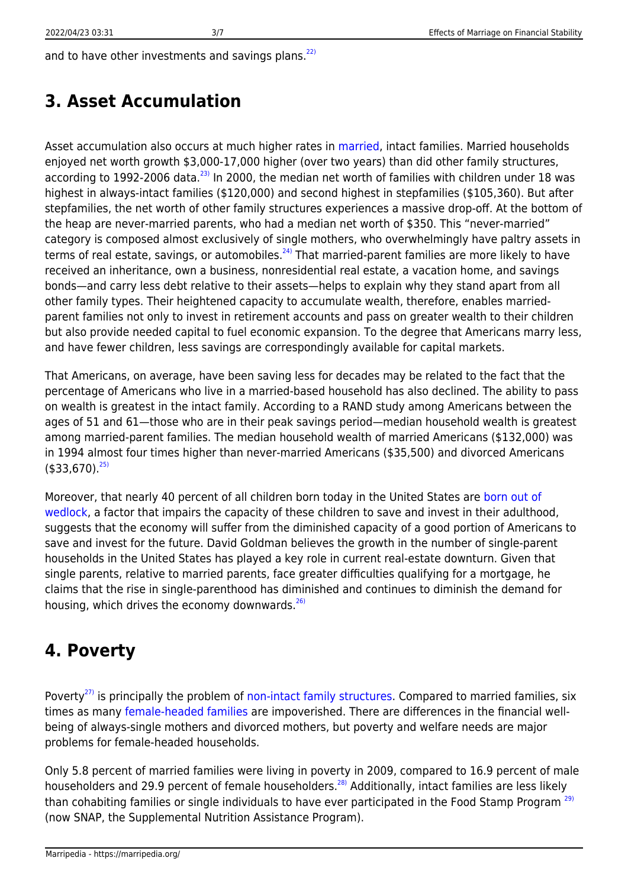and to have other investments and savings plans.[22]

## 3. Asset Accumulation

Asset accumulation also occurs at much higher rates in married, intact families. Married households enjoyed net worth growth $3,000-17,000 higher (over two years) than did other family structures, according to 1992-2006 data.[23] In 2000, the median net worth of families with children under 18 was highest in always-intact families ($120,000) and second highest in stepfamilies ($105,360). But after stepfamilies, the net worth of other family structures experiences a massive drop-off. At the bottom of the heap are never-married parents, who had a median net worth of $350. This "never-married" category is composed almost exclusively of single mothers, who overwhelmingly have paltry assets in terms of real estate, savings, or automobiles.[24] That married-parent families are more likely to have received an inheritance, own a business, nonresidential real estate, a vacation home, and savings bonds—and carry less debt relative to their assets—helps to explain why they stand apart from all other family types. Their heightened capacity to accumulate wealth, therefore, enables married-parent families not only to invest in retirement accounts and pass on greater wealth to their children but also provide needed capital to fuel economic expansion. To the degree that Americans marry less, and have fewer children, less savings are correspondingly available for capital markets.

That Americans, on average, have been saving less for decades may be related to the fact that the percentage of Americans who live in a married-based household has also declined. The ability to pass on wealth is greatest in the intact family. According to a RAND study among Americans between the ages of 51 and 61—those who are in their peak savings period—median household wealth is greatest among married-parent families. The median household wealth of married Americans ($132,000) was in 1994 almost four times higher than never-married Americans ($35,500) and divorced Americans ($33,670).[25]

Moreover, that nearly 40 percent of all children born today in the United States are born out of wedlock, a factor that impairs the capacity of these children to save and invest in their adulthood, suggests that the economy will suffer from the diminished capacity of a good portion of Americans to save and invest for the future. David Goldman believes the growth in the number of single-parent households in the United States has played a key role in current real-estate downturn. Given that single parents, relative to married parents, face greater difficulties qualifying for a mortgage, he claims that the rise in single-parenthood has diminished and continues to diminish the demand for housing, which drives the economy downwards.[26]

## 4. Poverty

Poverty[27] is principally the problem of non-intact family structures. Compared to married families, six times as many female-headed families are impoverished. There are differences in the financial well-being of always-single mothers and divorced mothers, but poverty and welfare needs are major problems for female-headed households.

Only 5.8 percent of married families were living in poverty in 2009, compared to 16.9 percent of male householders and 29.9 percent of female householders.[28] Additionally, intact families are less likely than cohabiting families or single individuals to have ever participated in the Food Stamp Program [29] (now SNAP, the Supplemental Nutrition Assistance Program).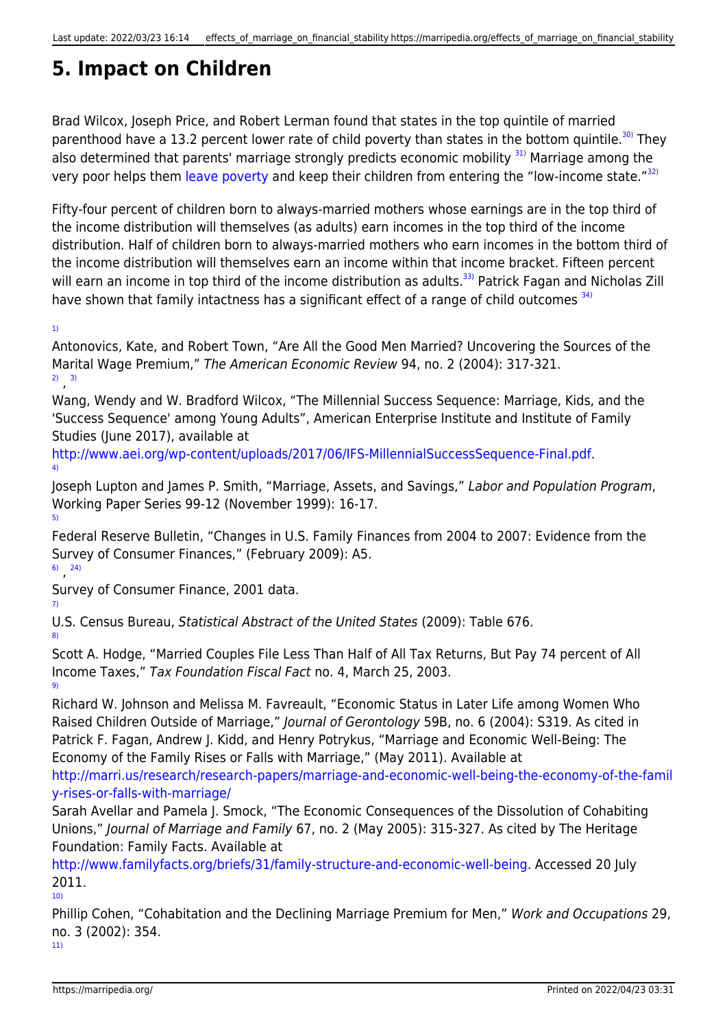# 5. Impact on Children

Brad Wilcox, Joseph Price, and Robert Lerman found that states in the top quintile of married parenthood have a 13.2 percent lower rate of child poverty than states in the bottom quintile.[30] They also determined that parents' marriage strongly predicts economic mobility [31] Marriage among the very poor helps them leave poverty and keep their children from entering the "low-income state."[32]

Fifty-four percent of children born to always-married mothers whose earnings are in the top third of the income distribution will themselves (as adults) earn incomes in the top third of the income distribution. Half of children born to always-married mothers who earn incomes in the bottom third of the income distribution will themselves earn an income within that income bracket. Fifteen percent will earn an income in top third of the income distribution as adults.[33] Patrick Fagan and Nicholas Zill have shown that family intactness has a significant effect of a range of child outcomes [34]

[1]

Antonovics, Kate, and Robert Town, "Are All the Good Men Married? Uncovering the Sources of the Marital Wage Premium," *The American Economic Review* 94, no. 2 (2004): 317-321.

[2], [3]

Wang, Wendy and W. Bradford Wilcox, "The Millennial Success Sequence: Marriage, Kids, and the 'Success Sequence' among Young Adults", American Enterprise Institute and Institute of Family Studies (June 2017), available at http://www.aei.org/wp-content/uploads/2017/06/IFS-MillennialSuccessSequence-Final.pdf.

[4]

Joseph Lupton and James P. Smith, "Marriage, Assets, and Savings," *Labor and Population Program*, Working Paper Series 99-12 (November 1999): 16-17.

[5]

Federal Reserve Bulletin, "Changes in U.S. Family Finances from 2004 to 2007: Evidence from the Survey of Consumer Finances," (February 2009): A5.

[6], [24]

Survey of Consumer Finance, 2001 data.

[7]

U.S. Census Bureau, *Statistical Abstract of the United States* (2009): Table 676.

[8]

Scott A. Hodge, "Married Couples File Less Than Half of All Tax Returns, But Pay 74 percent of All Income Taxes," *Tax Foundation Fiscal Fact* no. 4, March 25, 2003.

[9]

Richard W. Johnson and Melissa M. Favreault, "Economic Status in Later Life among Women Who Raised Children Outside of Marriage," *Journal of Gerontology* 59B, no. 6 (2004): S319. As cited in Patrick F. Fagan, Andrew J. Kidd, and Henry Potrykus, "Marriage and Economic Well-Being: The Economy of the Family Rises or Falls with Marriage," (May 2011). Available at http://marri.us/research/research-papers/marriage-and-economic-well-being-the-economy-of-the-family-rises-or-falls-with-marriage/
Sarah Avellar and Pamela J. Smock, "The Economic Consequences of the Dissolution of Cohabiting Unions," *Journal of Marriage and Family* 67, no. 2 (May 2005): 315-327. As cited by The Heritage Foundation: Family Facts. Available at http://www.familyfacts.org/briefs/31/family-structure-and-economic-well-being. Accessed 20 July 2011.

[10]

Phillip Cohen, "Cohabitation and the Declining Marriage Premium for Men," *Work and Occupations* 29, no. 3 (2002): 354.

[11]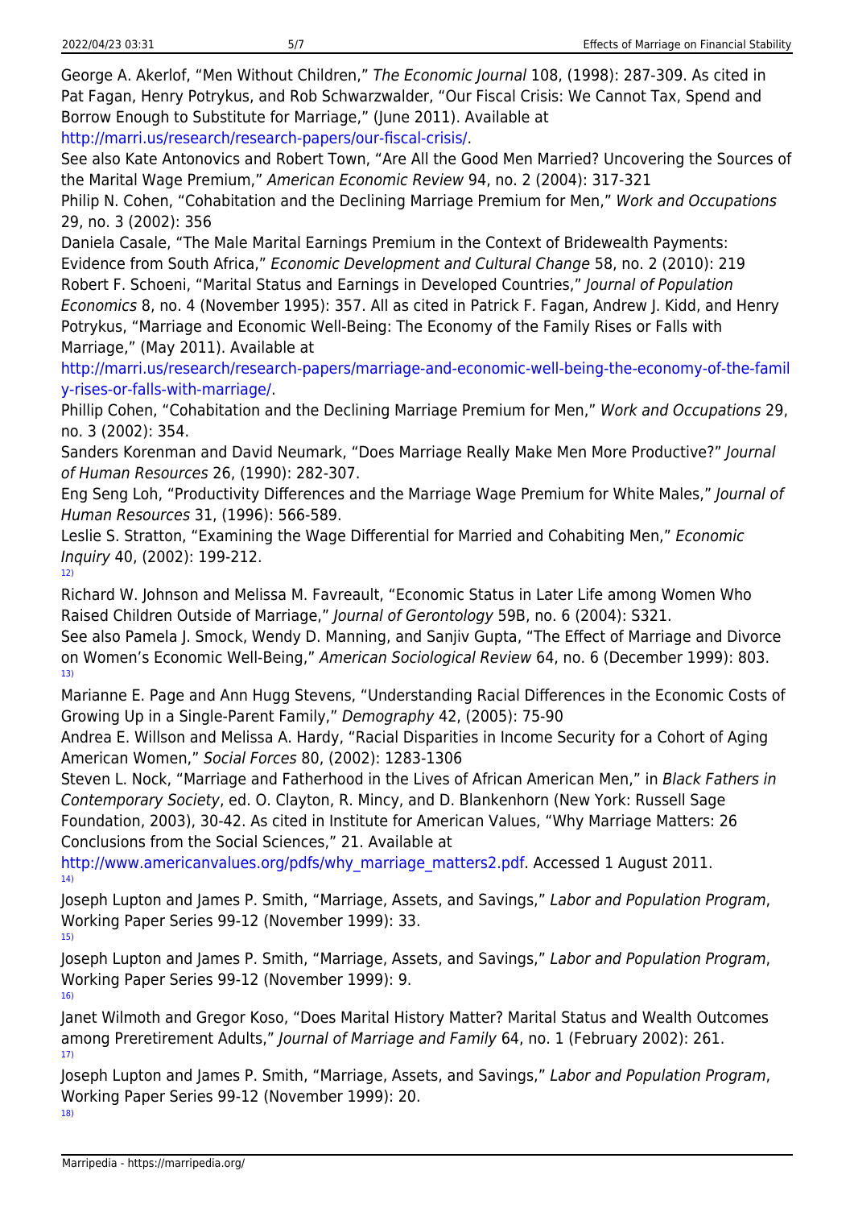George A. Akerlof, "Men Without Children," *The Economic Journal* 108, (1998): 287-309. As cited in Pat Fagan, Henry Potrykus, and Rob Schwarzwalder, "Our Fiscal Crisis: We Cannot Tax, Spend and Borrow Enough to Substitute for Marriage," (June 2011). Available at http://marri.us/research/research-papers/our-fiscal-crisis/.
See also Kate Antonovics and Robert Town, "Are All the Good Men Married? Uncovering the Sources of the Marital Wage Premium," *American Economic Review* 94, no. 2 (2004): 317-321
Philip N. Cohen, "Cohabitation and the Declining Marriage Premium for Men," *Work and Occupations* 29, no. 3 (2002): 356
Daniela Casale, "The Male Marital Earnings Premium in the Context of Bridewealth Payments: Evidence from South Africa," *Economic Development and Cultural Change* 58, no. 2 (2010): 219
Robert F. Schoeni, "Marital Status and Earnings in Developed Countries," *Journal of Population Economics* 8, no. 4 (November 1995): 357. All as cited in Patrick F. Fagan, Andrew J. Kidd, and Henry Potrykus, "Marriage and Economic Well-Being: The Economy of the Family Rises or Falls with Marriage," (May 2011). Available at http://marri.us/research/research-papers/marriage-and-economic-well-being-the-economy-of-the-family-rises-or-falls-with-marriage/.
Phillip Cohen, "Cohabitation and the Declining Marriage Premium for Men," *Work and Occupations* 29, no. 3 (2002): 354.
Sanders Korenman and David Neumark, "Does Marriage Really Make Men More Productive?" *Journal of Human Resources* 26, (1990): 282-307.
Eng Seng Loh, "Productivity Differences and the Marriage Wage Premium for White Males," *Journal of Human Resources* 31, (1996): 566-589.
Leslie S. Stratton, "Examining the Wage Differential for Married and Cohabiting Men," *Economic Inquiry* 40, (2002): 199-212.

[12]

Richard W. Johnson and Melissa M. Favreault, "Economic Status in Later Life among Women Who Raised Children Outside of Marriage," *Journal of Gerontology* 59B, no. 6 (2004): S321.
See also Pamela J. Smock, Wendy D. Manning, and Sanjiv Gupta, "The Effect of Marriage and Divorce on Women's Economic Well-Being," *American Sociological Review* 64, no. 6 (December 1999): 803.

[13]

Marianne E. Page and Ann Hugg Stevens, "Understanding Racial Differences in the Economic Costs of Growing Up in a Single-Parent Family," *Demography* 42, (2005): 75-90
Andrea E. Willson and Melissa A. Hardy, "Racial Disparities in Income Security for a Cohort of Aging American Women," *Social Forces* 80, (2002): 1283-1306
Steven L. Nock, "Marriage and Fatherhood in the Lives of African American Men," in *Black Fathers in Contemporary Society*, ed. O. Clayton, R. Mincy, and D. Blankenhorn (New York: Russell Sage Foundation, 2003), 30-42. As cited in Institute for American Values, "Why Marriage Matters: 26 Conclusions from the Social Sciences," 21. Available at http://www.americanvalues.org/pdfs/why_marriage_matters2.pdf. Accessed 1 August 2011.

[14]

Joseph Lupton and James P. Smith, "Marriage, Assets, and Savings," *Labor and Population Program*, Working Paper Series 99-12 (November 1999): 33.

[15]

Joseph Lupton and James P. Smith, "Marriage, Assets, and Savings," *Labor and Population Program*, Working Paper Series 99-12 (November 1999): 9.

[16]

Janet Wilmoth and Gregor Koso, "Does Marital History Matter? Marital Status and Wealth Outcomes among Preretirement Adults," *Journal of Marriage and Family* 64, no. 1 (February 2002): 261.

[17]

Joseph Lupton and James P. Smith, "Marriage, Assets, and Savings," *Labor and Population Program*, Working Paper Series 99-12 (November 1999): 20.

[18]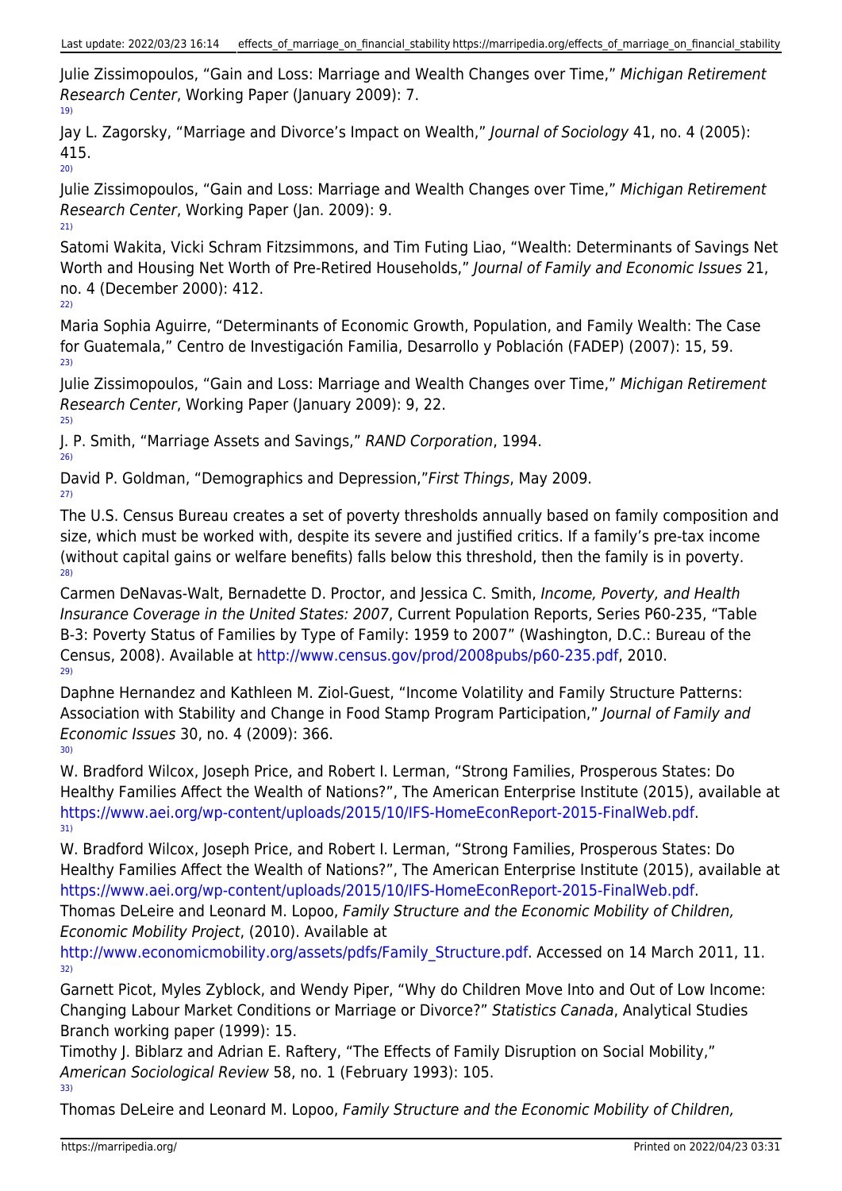Julie Zissimopoulos, “Gain and Loss: Marriage and Wealth Changes over Time,” *Michigan Retirement Research Center*, Working Paper (January 2009): 7.
[19]

Jay L. Zagorsky, “Marriage and Divorce’s Impact on Wealth,” *Journal of Sociology* 41, no. 4 (2005): 415.
[20]

Julie Zissimopoulos, “Gain and Loss: Marriage and Wealth Changes over Time,” *Michigan Retirement Research Center*, Working Paper (Jan. 2009): 9.
[21]

Satomi Wakita, Vicki Schram Fitzsimmons, and Tim Futing Liao, “Wealth: Determinants of Savings Net Worth and Housing Net Worth of Pre-Retired Households,” *Journal of Family and Economic Issues* 21, no. 4 (December 2000): 412.
[22]

Maria Sophia Aguirre, “Determinants of Economic Growth, Population, and Family Wealth: The Case for Guatemala,” Centro de Investigación Familia, Desarrollo y Población (FADEP) (2007): 15, 59.
[23]

Julie Zissimopoulos, “Gain and Loss: Marriage and Wealth Changes over Time,” *Michigan Retirement Research Center*, Working Paper (January 2009): 9, 22.
[25]

J. P. Smith, “Marriage Assets and Savings,” *RAND Corporation*, 1994.
[26]

David P. Goldman, “Demographics and Depression,”*First Things*, May 2009.
[27]

The U.S. Census Bureau creates a set of poverty thresholds annually based on family composition and size, which must be worked with, despite its severe and justified critics. If a family’s pre-tax income (without capital gains or welfare benefits) falls below this threshold, then the family is in poverty.
[28]

Carmen DeNavas-Walt, Bernadette D. Proctor, and Jessica C. Smith, *Income, Poverty, and Health Insurance Coverage in the United States: 2007*, Current Population Reports, Series P60-235, “Table B-3: Poverty Status of Families by Type of Family: 1959 to 2007” (Washington, D.C.: Bureau of the Census, 2008). Available at http://www.census.gov/prod/2008pubs/p60-235.pdf, 2010.
[29]

Daphne Hernandez and Kathleen M. Ziol-Guest, “Income Volatility and Family Structure Patterns: Association with Stability and Change in Food Stamp Program Participation,” *Journal of Family and Economic Issues* 30, no. 4 (2009): 366.
[30]

W. Bradford Wilcox, Joseph Price, and Robert I. Lerman, “Strong Families, Prosperous States: Do Healthy Families Affect the Wealth of Nations?”, The American Enterprise Institute (2015), available at https://www.aei.org/wp-content/uploads/2015/10/IFS-HomeEconReport-2015-FinalWeb.pdf.
[31]

W. Bradford Wilcox, Joseph Price, and Robert I. Lerman, “Strong Families, Prosperous States: Do Healthy Families Affect the Wealth of Nations?”, The American Enterprise Institute (2015), available at https://www.aei.org/wp-content/uploads/2015/10/IFS-HomeEconReport-2015-FinalWeb.pdf.
Thomas DeLeire and Leonard M. Lopoo, *Family Structure and the Economic Mobility of Children, Economic Mobility Project*, (2010). Available at http://www.economicmobility.org/assets/pdfs/Family_Structure.pdf. Accessed on 14 March 2011, 11.
[32]

Garnett Picot, Myles Zyblock, and Wendy Piper, “Why do Children Move Into and Out of Low Income: Changing Labour Market Conditions or Marriage or Divorce?” *Statistics Canada*, Analytical Studies Branch working paper (1999): 15.
Timothy J. Biblarz and Adrian E. Raftery, “The Effects of Family Disruption on Social Mobility,” *American Sociological Review* 58, no. 1 (February 1993): 105.
[33]

Thomas DeLeire and Leonard M. Lopoo, *Family Structure and the Economic Mobility of Children,*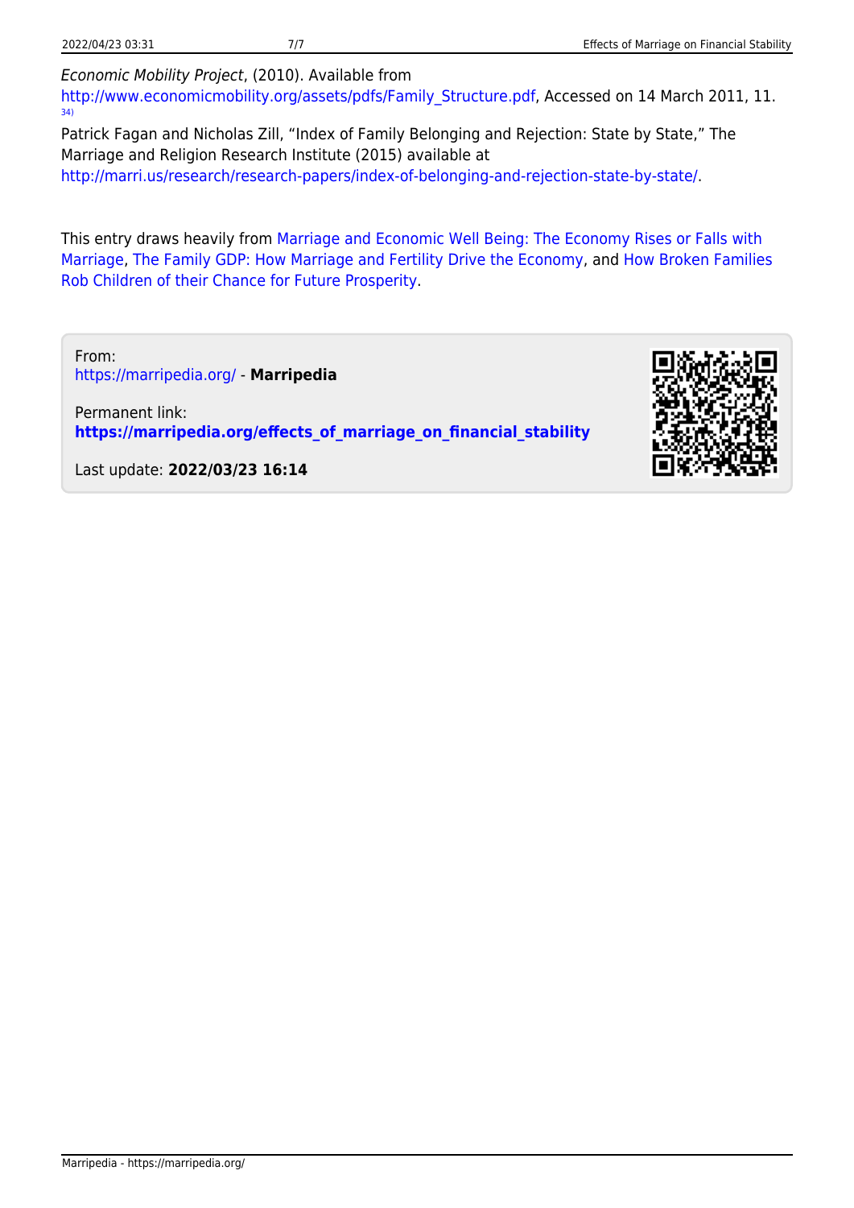*Economic Mobility Project*, (2010). Available from http://www.economicmobility.org/assets/pdfs/Family_Structure.pdf, Accessed on 14 March 2011, 11.

[34] Patrick Fagan and Nicholas Zill, “Index of Family Belonging and Rejection: State by State,” The Marriage and Religion Research Institute (2015) available at http://marri.us/research/research-papers/index-of-belonging-and-rejection-state-by-state/.

This entry draws heavily from Marriage and Economic Well Being: The Economy Rises or Falls with Marriage, The Family GDP: How Marriage and Fertility Drive the Economy, and How Broken Families Rob Children of their Chance for Future Prosperity.

From:
https://marripedia.org/ - **Marripedia**

Permanent link:
**https://marripedia.org/effects_of_marriage_on_financial_stability**

Last update: **2022/03/23 16:14**